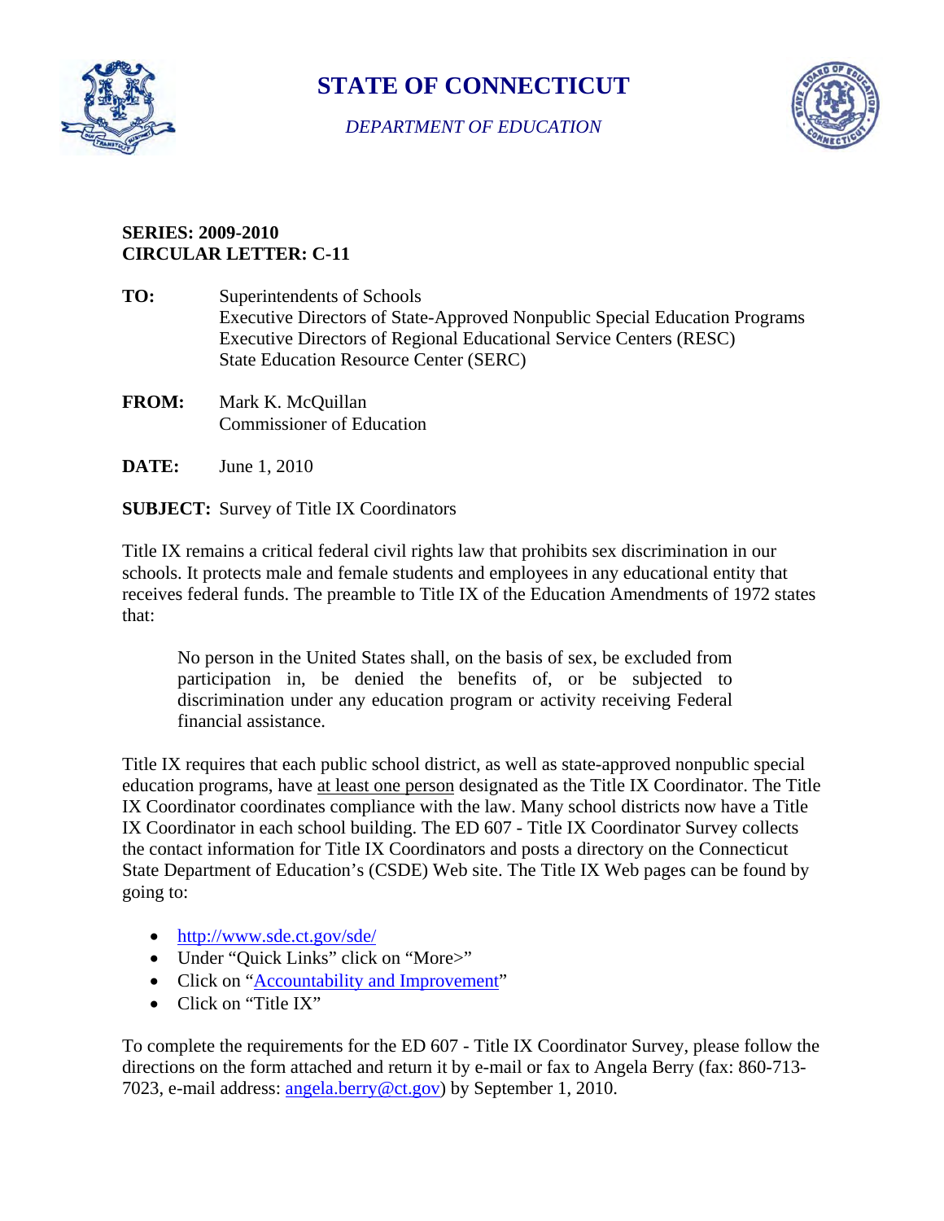# STATE OF CONNECTICUT

*DEPARTMENT OF EDUCATION*

**SERIES: 2009-2010**
**CIRCULAR LETTER: C-11**

**TO:** Superintendents of Schools
Executive Directors of State-Approved Nonpublic Special Education Programs
Executive Directors of Regional Educational Service Centers (RESC)
State Education Resource Center (SERC)

**FROM:** Mark K. McQuillan
Commissioner of Education

**DATE:** June 1, 2010

**SUBJECT:** Survey of Title IX Coordinators

Title IX remains a critical federal civil rights law that prohibits sex discrimination in our schools. It protects male and female students and employees in any educational entity that receives federal funds. The preamble to Title IX of the Education Amendments of 1972 states that:

> No person in the United States shall, on the basis of sex, be excluded from participation in, be denied the benefits of, or be subjected to discrimination under any education program or activity receiving Federal financial assistance.

Title IX requires that each public school district, as well as state-approved nonpublic special education programs, have at least one person designated as the Title IX Coordinator. The Title IX Coordinator coordinates compliance with the law. Many school districts now have a Title IX Coordinator in each school building. The ED 607 - Title IX Coordinator Survey collects the contact information for Title IX Coordinators and posts a directory on the Connecticut State Department of Education's (CSDE) Web site. The Title IX Web pages can be found by going to:

- http://www.sde.ct.gov/sde/
- Under "Quick Links" click on "More>"
- Click on "Accountability and Improvement"
- Click on "Title IX"

To complete the requirements for the ED 607 - Title IX Coordinator Survey, please follow the directions on the form attached and return it by e-mail or fax to Angela Berry (fax: 860-713-7023, e-mail address: angela.berry@ct.gov) by September 1, 2010.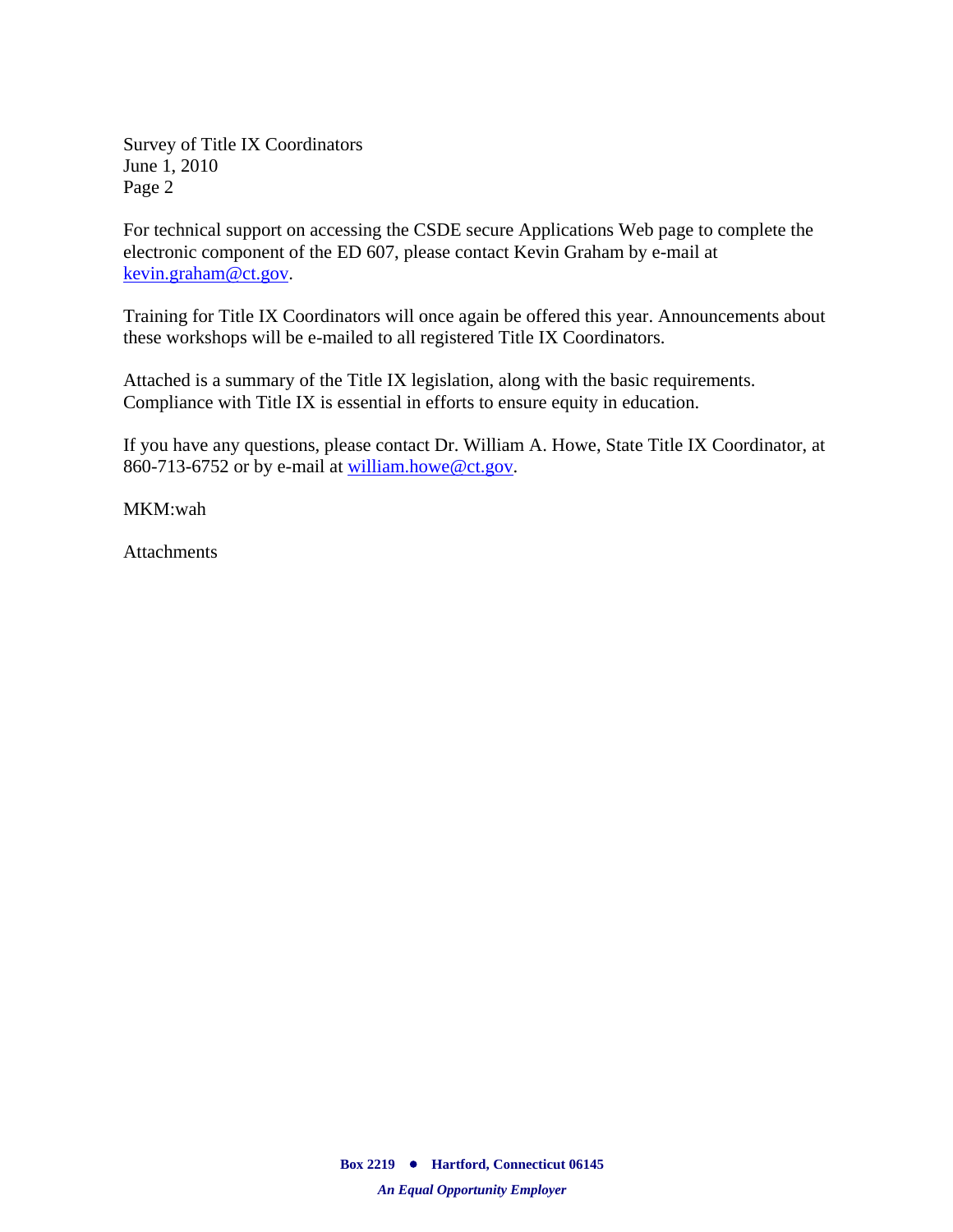For technical support on accessing the CSDE secure Applications Web page to complete the electronic component of the ED 607, please contact Kevin Graham by e-mail at kevin.graham@ct.gov.

Training for Title IX Coordinators will once again be offered this year. Announcements about these workshops will be e-mailed to all registered Title IX Coordinators.

Attached is a summary of the Title IX legislation, along with the basic requirements. Compliance with Title IX is essential in efforts to ensure equity in education.

If you have any questions, please contact Dr. William A. Howe, State Title IX Coordinator, at 860-713-6752 or by e-mail at william.howe@ct.gov.

MKM:wah

Attachments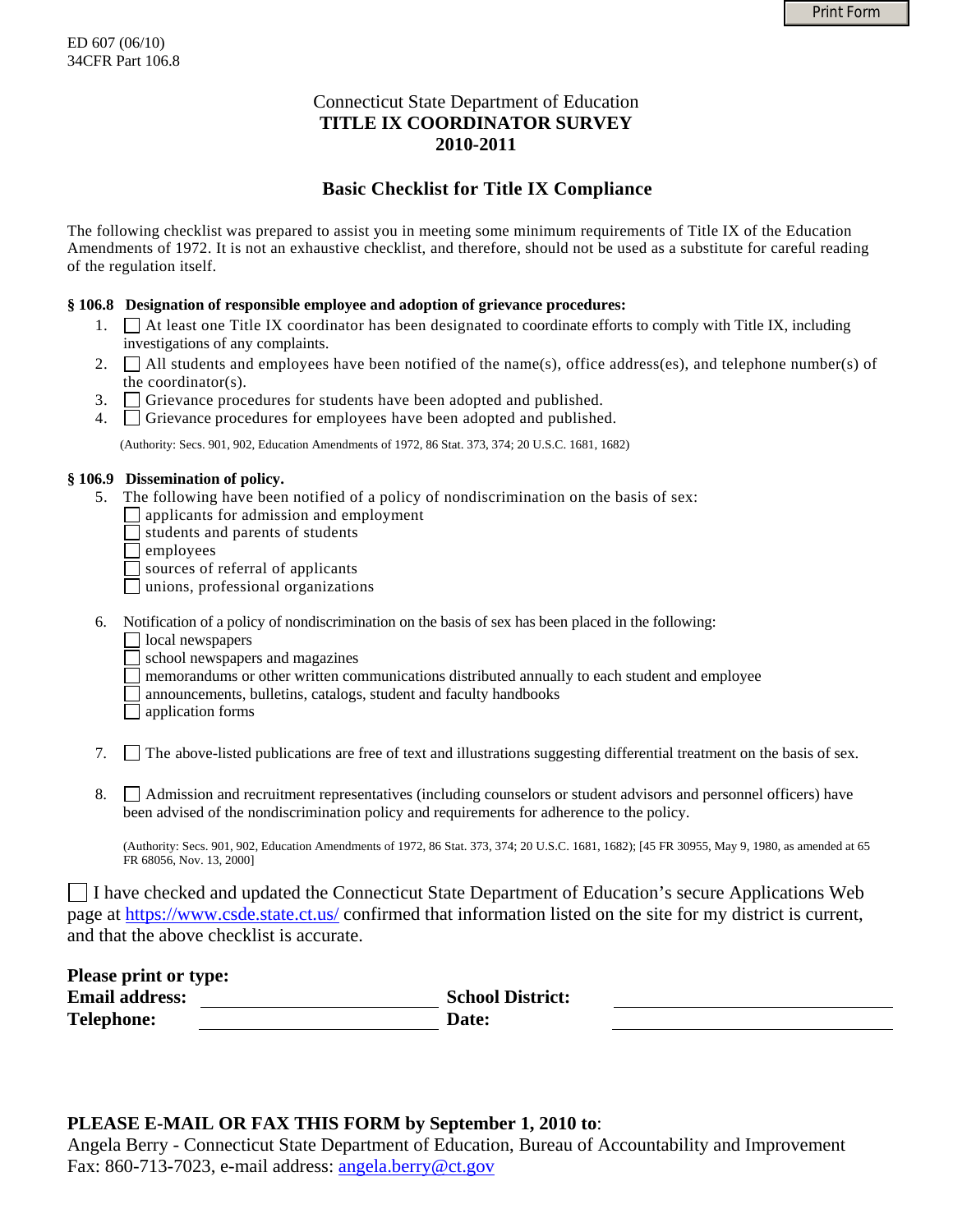ED 607 (06/10)
34CFR Part 106.8

Connecticut State Department of Education

**TITLE IX COORDINATOR SURVEY**
**2010-2011**

## Basic Checklist for Title IX Compliance

The following checklist was prepared to assist you in meeting some minimum requirements of Title IX of the Education Amendments of 1972. It is not an exhaustive checklist, and therefore, should not be used as a substitute for careful reading of the regulation itself.

**§ 106.8 Designation of responsible employee and adoption of grievance procedures:**

1. ☐ At least one Title IX coordinator has been designated to coordinate efforts to comply with Title IX, including investigations of any complaints.
2. ☐ All students and employees have been notified of the name(s), office address(es), and telephone number(s) of the coordinator(s).
3. ☐ Grievance procedures for students have been adopted and published.
4. ☐ Grievance procedures for employees have been adopted and published.

(Authority: Secs. 901, 902, Education Amendments of 1972, 86 Stat. 373, 374; 20 U.S.C. 1681, 1682)

**§ 106.9 Dissemination of policy.**

5. The following have been notified of a policy of nondiscrimination on the basis of sex:
   - ☐ applicants for admission and employment
   - ☐ students and parents of students
   - ☐ employees
   - ☐ sources of referral of applicants
   - ☐ unions, professional organizations

6. Notification of a policy of nondiscrimination on the basis of sex has been placed in the following:
   - ☐ local newspapers
   - ☐ school newspapers and magazines
   - ☐ memorandums or other written communications distributed annually to each student and employee
   - ☐ announcements, bulletins, catalogs, student and faculty handbooks
   - ☐ application forms

7. ☐ The above-listed publications are free of text and illustrations suggesting differential treatment on the basis of sex.

8. ☐ Admission and recruitment representatives (including counselors or student advisors and personnel officers) have been advised of the nondiscrimination policy and requirements for adherence to the policy.

(Authority: Secs. 901, 902, Education Amendments of 1972, 86 Stat. 373, 374; 20 U.S.C. 1681, 1682); [45 FR 30955, May 9, 1980, as amended at 65 FR 68056, Nov. 13, 2000]

☐ I have checked and updated the Connecticut State Department of Education's secure Applications Web page at https://www.csde.state.ct.us/ confirmed that information listed on the site for my district is current, and that the above checklist is accurate.

**Please print or type:**

**Email address:** ______________________ **School District:** ______________________

**Telephone:** ______________________ **Date:** ______________________

**PLEASE E-MAIL OR FAX THIS FORM by September 1, 2010 to**:

Angela Berry - Connecticut State Department of Education, Bureau of Accountability and Improvement
Fax: 860-713-7023, e-mail address: angela.berry@ct.gov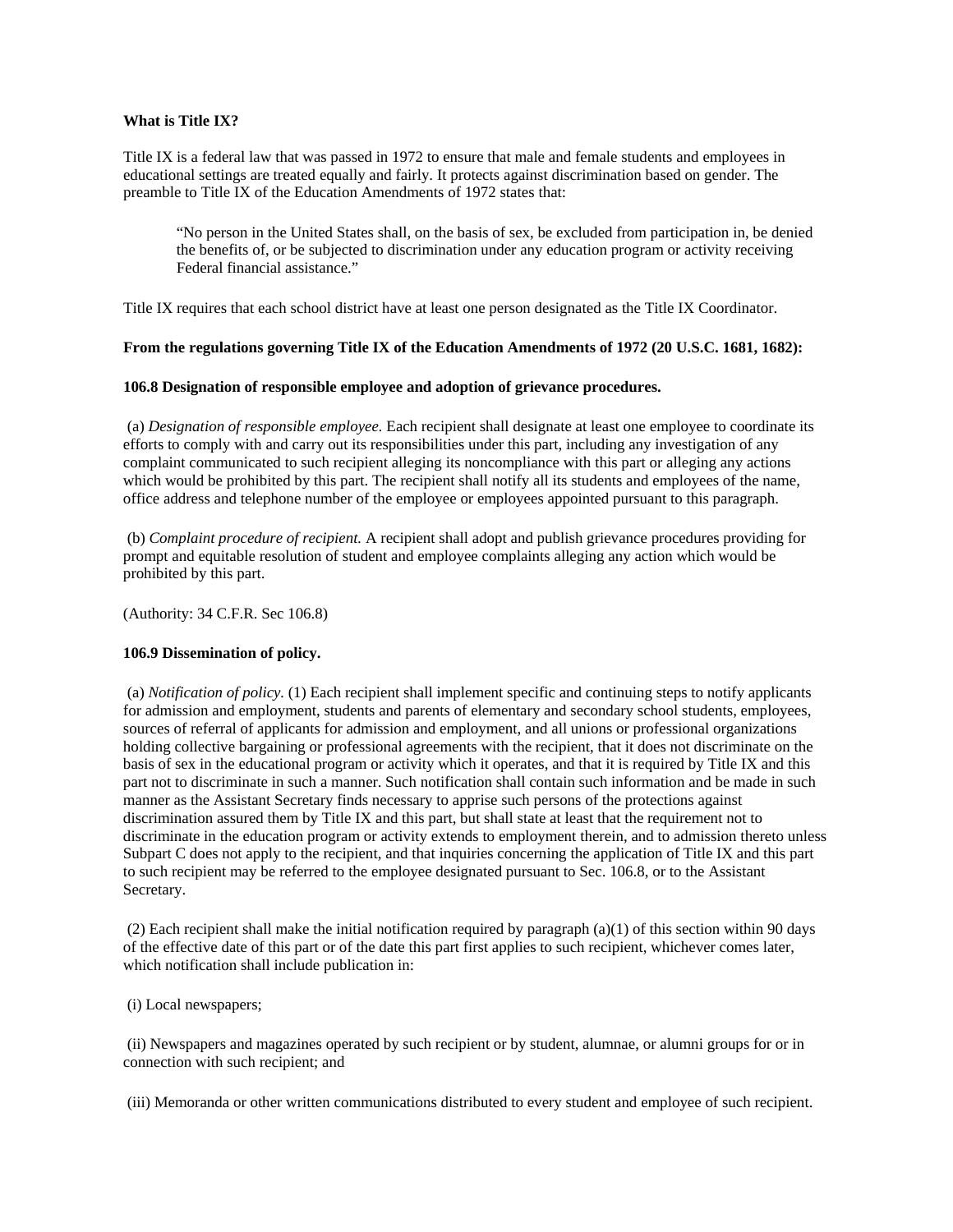**What is Title IX?**

Title IX is a federal law that was passed in 1972 to ensure that male and female students and employees in educational settings are treated equally and fairly. It protects against discrimination based on gender. The preamble to Title IX of the Education Amendments of 1972 states that:

> "No person in the United States shall, on the basis of sex, be excluded from participation in, be denied the benefits of, or be subjected to discrimination under any education program or activity receiving Federal financial assistance."

Title IX requires that each school district have at least one person designated as the Title IX Coordinator.

**From the regulations governing Title IX of the Education Amendments of 1972 (20 U.S.C. 1681, 1682):**

**106.8 Designation of responsible employee and adoption of grievance procedures.**

(a) *Designation of responsible employee.* Each recipient shall designate at least one employee to coordinate its efforts to comply with and carry out its responsibilities under this part, including any investigation of any complaint communicated to such recipient alleging its noncompliance with this part or alleging any actions which would be prohibited by this part. The recipient shall notify all its students and employees of the name, office address and telephone number of the employee or employees appointed pursuant to this paragraph.

(b) *Complaint procedure of recipient.* A recipient shall adopt and publish grievance procedures providing for prompt and equitable resolution of student and employee complaints alleging any action which would be prohibited by this part.

(Authority: 34 C.F.R. Sec 106.8)

**106.9 Dissemination of policy.**

(a) *Notification of policy.* (1) Each recipient shall implement specific and continuing steps to notify applicants for admission and employment, students and parents of elementary and secondary school students, employees, sources of referral of applicants for admission and employment, and all unions or professional organizations holding collective bargaining or professional agreements with the recipient, that it does not discriminate on the basis of sex in the educational program or activity which it operates, and that it is required by Title IX and this part not to discriminate in such a manner. Such notification shall contain such information and be made in such manner as the Assistant Secretary finds necessary to apprise such persons of the protections against discrimination assured them by Title IX and this part, but shall state at least that the requirement not to discriminate in the education program or activity extends to employment therein, and to admission thereto unless Subpart C does not apply to the recipient, and that inquiries concerning the application of Title IX and this part to such recipient may be referred to the employee designated pursuant to Sec. 106.8, or to the Assistant Secretary.

(2) Each recipient shall make the initial notification required by paragraph (a)(1) of this section within 90 days of the effective date of this part or of the date this part first applies to such recipient, whichever comes later, which notification shall include publication in:

(i) Local newspapers;

(ii) Newspapers and magazines operated by such recipient or by student, alumnae, or alumni groups for or in connection with such recipient; and

(iii) Memoranda or other written communications distributed to every student and employee of such recipient.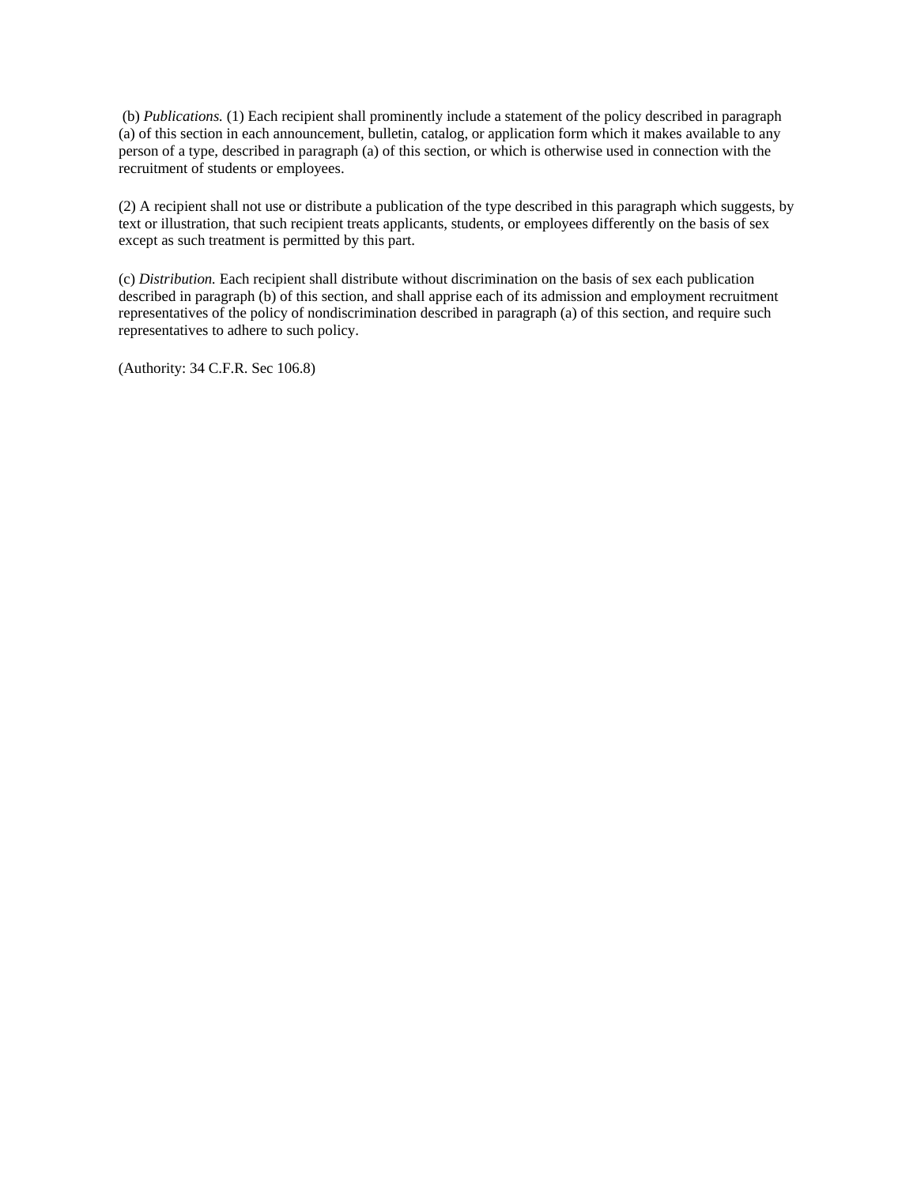(b) *Publications.* (1) Each recipient shall prominently include a statement of the policy described in paragraph (a) of this section in each announcement, bulletin, catalog, or application form which it makes available to any person of a type, described in paragraph (a) of this section, or which is otherwise used in connection with the recruitment of students or employees.

(2) A recipient shall not use or distribute a publication of the type described in this paragraph which suggests, by text or illustration, that such recipient treats applicants, students, or employees differently on the basis of sex except as such treatment is permitted by this part.

(c) *Distribution.* Each recipient shall distribute without discrimination on the basis of sex each publication described in paragraph (b) of this section, and shall apprise each of its admission and employment recruitment representatives of the policy of nondiscrimination described in paragraph (a) of this section, and require such representatives to adhere to such policy.

(Authority: 34 C.F.R. Sec 106.8)